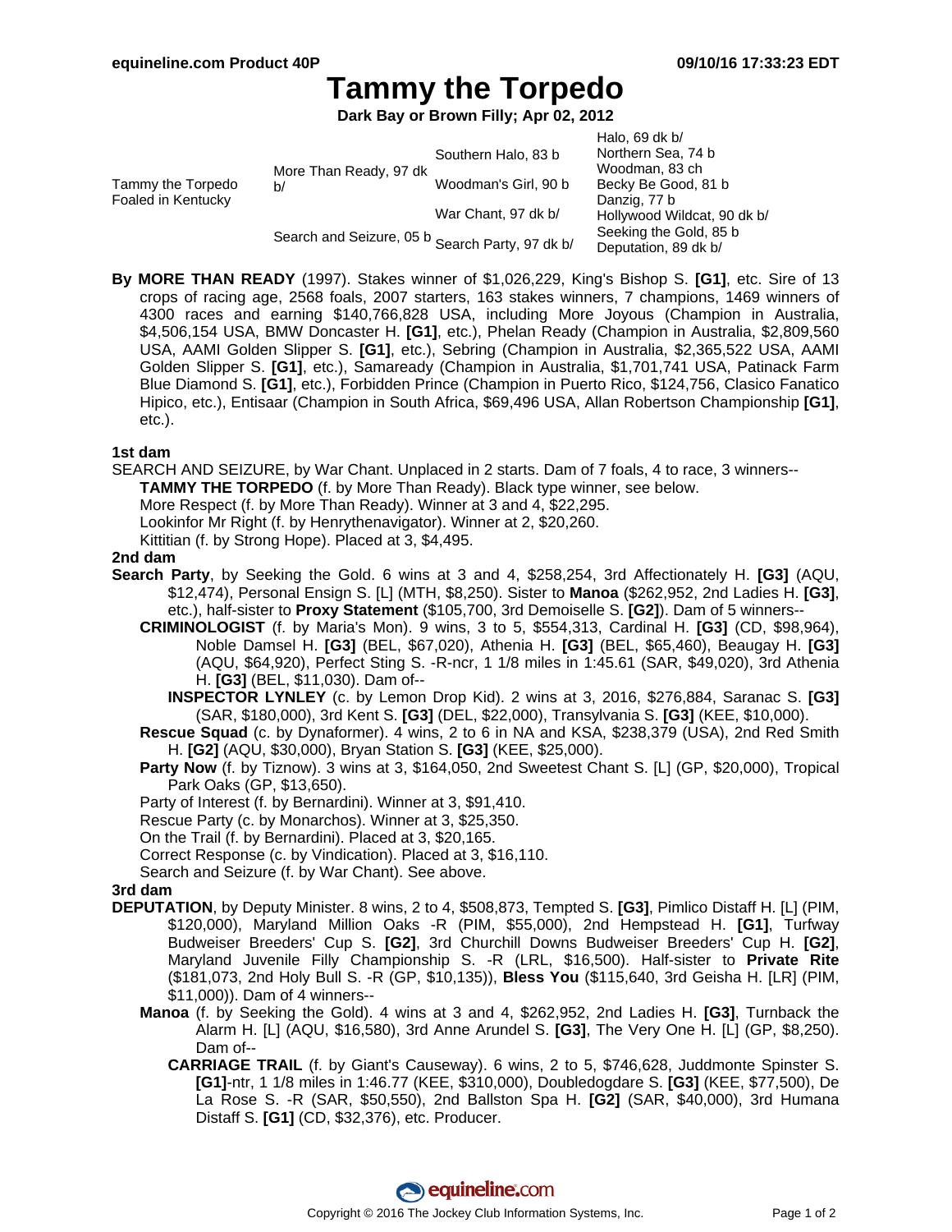# Tammy the Torpedo

**Dark Bay or Brown Filly; Apr 02, 2012**

| | | | |
|---|---|---|---|
| Tammy the Torpedo Foaled in Kentucky | More Than Ready, 97 dk b/ | Southern Halo, 83 b | Halo, 69 dk b/ |
| | | | Northern Sea, 74 b |
| | | Woodman's Girl, 90 b | Woodman, 83 ch |
| | | | Becky Be Good, 81 b |
| | Search and Seizure, 05 b | War Chant, 97 dk b/ | Danzig, 77 b |
| | | | Hollywood Wildcat, 90 dk b/ |
| | | Search Party, 97 dk b/ | Seeking the Gold, 85 b |
| | | | Deputation, 89 dk b/ |

**By MORE THAN READY** (1997). Stakes winner of $1,026,229, King's Bishop S. **[G1]**, etc. Sire of 13 crops of racing age, 2568 foals, 2007 starters, 163 stakes winners, 7 champions, 1469 winners of 4300 races and earning $140,766,828 USA, including More Joyous (Champion in Australia, $4,506,154 USA, BMW Doncaster H. **[G1]**, etc.), Phelan Ready (Champion in Australia, $2,809,560 USA, AAMI Golden Slipper S. **[G1]**, etc.), Sebring (Champion in Australia, $2,365,522 USA, AAMI Golden Slipper S. **[G1]**, etc.), Samaready (Champion in Australia, $1,701,741 USA, Patinack Farm Blue Diamond S. **[G1]**, etc.), Forbidden Prince (Champion in Puerto Rico, $124,756, Clasico Fanatico Hipico, etc.), Entisaar (Champion in South Africa, $69,496 USA, Allan Robertson Championship **[G1]**, etc.).

### 1st dam

SEARCH AND SEIZURE, by War Chant. Unplaced in 2 starts. Dam of 7 foals, 4 to race, 3 winners--

- **TAMMY THE TORPEDO** (f. by More Than Ready). Black type winner, see below.
- More Respect (f. by More Than Ready). Winner at 3 and 4, $22,295.
- Lookinfor Mr Right (f. by Henrythenavigator). Winner at 2, $20,260.
- Kittitian (f. by Strong Hope). Placed at 3, $4,495.

### 2nd dam

**Search Party**, by Seeking the Gold. 6 wins at 3 and 4, $258,254, 3rd Affectionately H. **[G3]** (AQU, $12,474), Personal Ensign S. [L] (MTH, $8,250). Sister to **Manoa** ($262,952, 2nd Ladies H. **[G3]**, etc.), half-sister to **Proxy Statement** ($105,700, 3rd Demoiselle S. **[G2]**). Dam of 5 winners--

- **CRIMINOLOGIST** (f. by Maria's Mon). 9 wins, 3 to 5, $554,313, Cardinal H. **[G3]** (CD, $98,964), Noble Damsel H. **[G3]** (BEL, $67,020), Athenia H. **[G3]** (BEL, $65,460), Beaugay H. **[G3]** (AQU, $64,920), Perfect Sting S. -R-ncr, 1 1/8 miles in 1:45.61 (SAR, $49,020), 3rd Athenia H. **[G3]** (BEL, $11,030). Dam of--
  - **INSPECTOR LYNLEY** (c. by Lemon Drop Kid). 2 wins at 3, 2016, $276,884, Saranac S. **[G3]** (SAR, $180,000), 3rd Kent S. **[G3]** (DEL, $22,000), Transylvania S. **[G3]** (KEE, $10,000).
- **Rescue Squad** (c. by Dynaformer). 4 wins, 2 to 6 in NA and KSA, $238,379 (USA), 2nd Red Smith H. **[G2]** (AQU, $30,000), Bryan Station S. **[G3]** (KEE, $25,000).
- **Party Now** (f. by Tiznow). 3 wins at 3, $164,050, 2nd Sweetest Chant S. [L] (GP, $20,000), Tropical Park Oaks (GP, $13,650).
- Party of Interest (f. by Bernardini). Winner at 3, $91,410.
- Rescue Party (c. by Monarchos). Winner at 3, $25,350.
- On the Trail (f. by Bernardini). Placed at 3, $20,165.
- Correct Response (c. by Vindication). Placed at 3, $16,110.
- Search and Seizure (f. by War Chant). See above.

### 3rd dam

**DEPUTATION**, by Deputy Minister. 8 wins, 2 to 4, $508,873, Tempted S. **[G3]**, Pimlico Distaff H. [L] (PIM, $120,000), Maryland Million Oaks -R (PIM, $55,000), 2nd Hempstead H. **[G1]**, Turfway Budweiser Breeders' Cup S. **[G2]**, 3rd Churchill Downs Budweiser Breeders' Cup H. **[G2]**, Maryland Juvenile Filly Championship S. -R (LRL, $16,500). Half-sister to **Private Rite** ($181,073, 2nd Holy Bull S. -R (GP, $10,135)), **Bless You** ($115,640, 3rd Geisha H. [LR] (PIM, $11,000)). Dam of 4 winners--

- **Manoa** (f. by Seeking the Gold). 4 wins at 3 and 4, $262,952, 2nd Ladies H. **[G3]**, Turnback the Alarm H. [L] (AQU, $16,580), 3rd Anne Arundel S. **[G3]**, The Very One H. [L] (GP, $8,250). Dam of--
  - **CARRIAGE TRAIL** (f. by Giant's Causeway). 6 wins, 2 to 5, $746,628, Juddmonte Spinster S. **[G1]**-ntr, 1 1/8 miles in 1:46.77 (KEE, $310,000), Doubledogdare S. **[G3]** (KEE, $77,500), De La Rose S. -R (SAR, $50,550), 2nd Ballston Spa H. **[G2]** (SAR, $40,000), 3rd Humana Distaff S. **[G1]** (CD, $32,376), etc. Producer.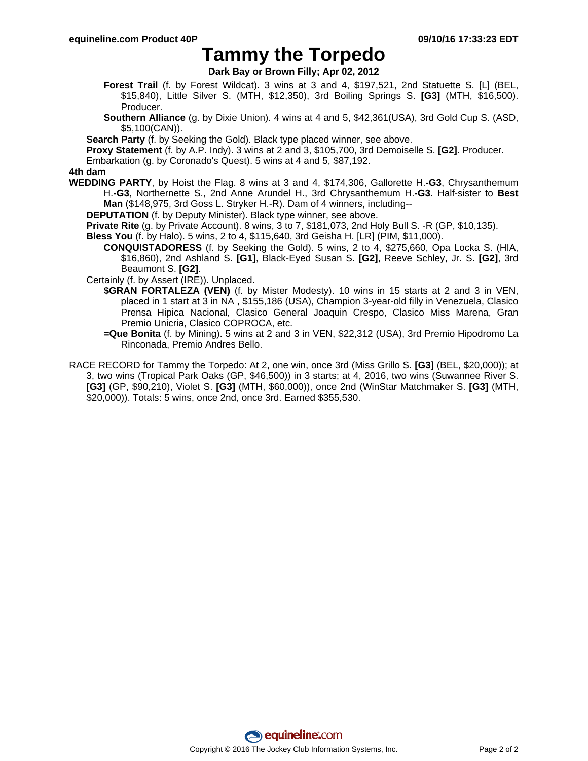# Tammy the Torpedo

**Dark Bay or Brown Filly; Apr 02, 2012**

**Forest Trail** (f. by Forest Wildcat). 3 wins at 3 and 4, $197,521, 2nd Statuette S. [L] (BEL, $15,840), Little Silver S. (MTH, $12,350), 3rd Boiling Springs S. **[G3]** (MTH, $16,500). Producer.

**Southern Alliance** (g. by Dixie Union). 4 wins at 4 and 5, $42,361(USA), 3rd Gold Cup S. (ASD, $5,100(CAN)).

**Search Party** (f. by Seeking the Gold). Black type placed winner, see above.

**Proxy Statement** (f. by A.P. Indy). 3 wins at 2 and 3, $105,700, 3rd Demoiselle S. **[G2]**. Producer.

Embarkation (g. by Coronado's Quest). 5 wins at 4 and 5, $87,192.

**4th dam**

**WEDDING PARTY**, by Hoist the Flag. 8 wins at 3 and 4, $174,306, Gallorette H.**-G3**, Chrysanthemum H.**-G3**, Northernette S., 2nd Anne Arundel H., 3rd Chrysanthemum H.**-G3**. Half-sister to **Best Man** ($148,975, 3rd Goss L. Stryker H.-R). Dam of 4 winners, including--

**DEPUTATION** (f. by Deputy Minister). Black type winner, see above.

**Private Rite** (g. by Private Account). 8 wins, 3 to 7, $181,073, 2nd Holy Bull S. -R (GP, $10,135).

**Bless You** (f. by Halo). 5 wins, 2 to 4, $115,640, 3rd Geisha H. [LR] (PIM, $11,000).

**CONQUISTADORESS** (f. by Seeking the Gold). 5 wins, 2 to 4, $275,660, Opa Locka S. (HIA, $16,860), 2nd Ashland S. **[G1]**, Black-Eyed Susan S. **[G2]**, Reeve Schley, Jr. S. **[G2]**, 3rd Beaumont S. **[G2]**.

Certainly (f. by Assert (IRE)). Unplaced.

**$GRAN FORTALEZA (VEN)** (f. by Mister Modesty). 10 wins in 15 starts at 2 and 3 in VEN, placed in 1 start at 3 in NA , $155,186 (USA), Champion 3-year-old filly in Venezuela, Clasico Prensa Hipica Nacional, Clasico General Joaquin Crespo, Clasico Miss Marena, Gran Premio Unicria, Clasico COPROCA, etc.

**=Que Bonita** (f. by Mining). 5 wins at 2 and 3 in VEN, $22,312 (USA), 3rd Premio Hipodromo La Rinconada, Premio Andres Bello.

RACE RECORD for Tammy the Torpedo: At 2, one win, once 3rd (Miss Grillo S. **[G3]** (BEL, $20,000)); at 3, two wins (Tropical Park Oaks (GP, $46,500)) in 3 starts; at 4, 2016, two wins (Suwannee River S. **[G3]** (GP, $90,210), Violet S. **[G3]** (MTH, $60,000)), once 2nd (WinStar Matchmaker S. **[G3]** (MTH, $20,000)). Totals: 5 wins, once 2nd, once 3rd. Earned $355,530.